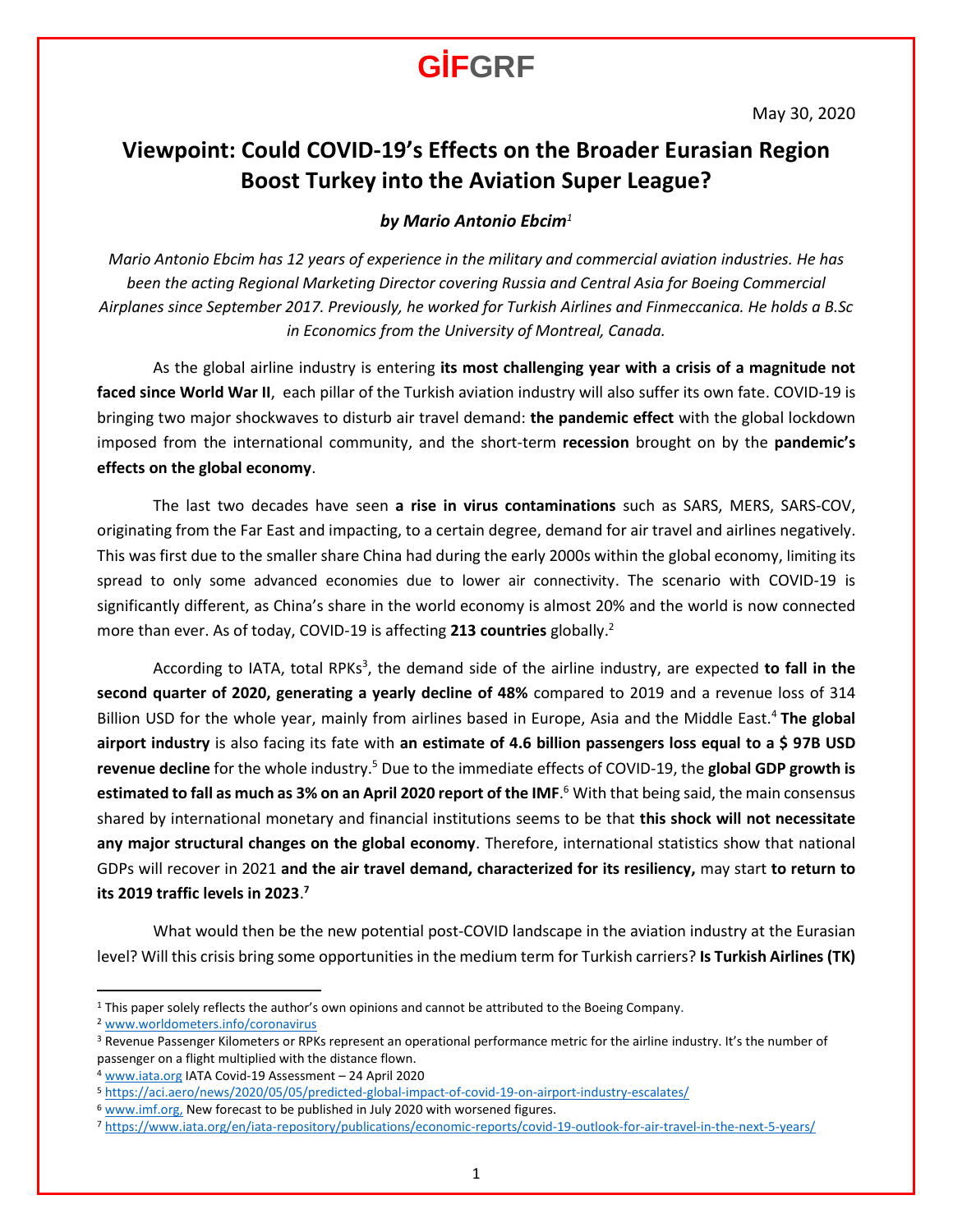# GİFGRF

May 30, 2020

## Viewpoint: Could COVID-19's Effects on the Broader Eurasian Region Boost Turkey into the Aviation Super League?

***by Mario Antonio Ebcim[1]***

*Mario Antonio Ebcim has 12 years of experience in the military and commercial aviation industries. He has been the acting Regional Marketing Director covering Russia and Central Asia for Boeing Commercial Airplanes since September 2017. Previously, he worked for Turkish Airlines and Finmeccanica. He holds a B.Sc in Economics from the University of Montreal, Canada.*

As the global airline industry is entering **its most challenging year with a crisis of a magnitude not faced since World War II**, each pillar of the Turkish aviation industry will also suffer its own fate. COVID-19 is bringing two major shockwaves to disturb air travel demand: **the pandemic effect** with the global lockdown imposed from the international community, and the short-term **recession** brought on by the **pandemic's effects on the global economy**.

The last two decades have seen **a rise in virus contaminations** such as SARS, MERS, SARS-COV, originating from the Far East and impacting, to a certain degree, demand for air travel and airlines negatively. This was first due to the smaller share China had during the early 2000s within the global economy, limiting its spread to only some advanced economies due to lower air connectivity. The scenario with COVID-19 is significantly different, as China's share in the world economy is almost 20% and the world is now connected more than ever. As of today, COVID-19 is affecting **213 countries** globally.[2]

According to IATA, total RPKs[3], the demand side of the airline industry, are expected **to fall in the second quarter of 2020, generating a yearly decline of 48%** compared to 2019 and a revenue loss of 314 Billion USD for the whole year, mainly from airlines based in Europe, Asia and the Middle East.[4] **The global airport industry** is also facing its fate with **an estimate of 4.6 billion passengers loss equal to a $ 97B USD revenue decline** for the whole industry.[5] Due to the immediate effects of COVID-19, the **global GDP growth is estimated to fall as much as 3% on an April 2020 report of the IMF**.[6] With that being said, the main consensus shared by international monetary and financial institutions seems to be that **this shock will not necessitate any major structural changes on the global economy**. Therefore, international statistics show that national GDPs will recover in 2021 **and the air travel demand, characterized for its resiliency,** may start **to return to its 2019 traffic levels in 2023**.[7]

What would then be the new potential post-COVID landscape in the aviation industry at the Eurasian level? Will this crisis bring some opportunities in the medium term for Turkish carriers? **Is Turkish Airlines (TK)**

---

[1] This paper solely reflects the author's own opinions and cannot be attributed to the Boeing Company.

[2] www.worldometers.info/coronavirus

[3] Revenue Passenger Kilometers or RPKs represent an operational performance metric for the airline industry. It's the number of passenger on a flight multiplied with the distance flown.

[4] www.iata.org IATA Covid-19 Assessment – 24 April 2020

[5] https://aci.aero/news/2020/05/05/predicted-global-impact-of-covid-19-on-airport-industry-escalates/

[6] www.imf.org, New forecast to be published in July 2020 with worsened figures.

[7] https://www.iata.org/en/iata-repository/publications/economic-reports/covid-19-outlook-for-air-travel-in-the-next-5-years/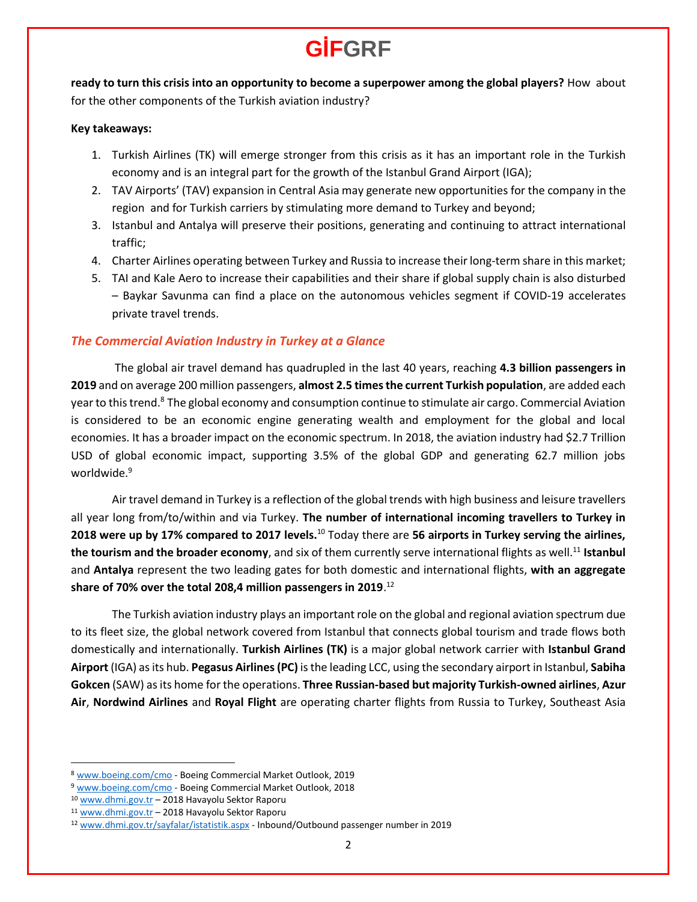**ready to turn this crisis into an opportunity to become a superpower among the global players?** How about for the other components of the Turkish aviation industry?

**Key takeaways:**

1. Turkish Airlines (TK) will emerge stronger from this crisis as it has an important role in the Turkish economy and is an integral part for the growth of the Istanbul Grand Airport (IGA);
2. TAV Airports' (TAV) expansion in Central Asia may generate new opportunities for the company in the region and for Turkish carriers by stimulating more demand to Turkey and beyond;
3. Istanbul and Antalya will preserve their positions, generating and continuing to attract international traffic;
4. Charter Airlines operating between Turkey and Russia to increase their long-term share in this market;
5. TAI and Kale Aero to increase their capabilities and their share if global supply chain is also disturbed – Baykar Savunma can find a place on the autonomous vehicles segment if COVID-19 accelerates private travel trends.

## *The Commercial Aviation Industry in Turkey at a Glance*

The global air travel demand has quadrupled in the last 40 years, reaching **4.3 billion passengers in 2019** and on average 200 million passengers, **almost 2.5 times the current Turkish population**, are added each year to this trend.[8] The global economy and consumption continue to stimulate air cargo. Commercial Aviation is considered to be an economic engine generating wealth and employment for the global and local economies. It has a broader impact on the economic spectrum. In 2018, the aviation industry had $2.7 Trillion USD of global economic impact, supporting 3.5% of the global GDP and generating 62.7 million jobs worldwide.[9]

Air travel demand in Turkey is a reflection of the global trends with high business and leisure travellers all year long from/to/within and via Turkey. **The number of international incoming travellers to Turkey in 2018 were up by 17% compared to 2017 levels.**[10] Today there are **56 airports in Turkey serving the airlines, the tourism and the broader economy**, and six of them currently serve international flights as well.[11] **Istanbul** and **Antalya** represent the two leading gates for both domestic and international flights, **with an aggregate share of 70% over the total 208,4 million passengers in 2019**.[12]

The Turkish aviation industry plays an important role on the global and regional aviation spectrum due to its fleet size, the global network covered from Istanbul that connects global tourism and trade flows both domestically and internationally. **Turkish Airlines (TK)** is a major global network carrier with **Istanbul Grand Airport** (IGA) as its hub. **Pegasus Airlines (PC)** is the leading LCC, using the secondary airport in Istanbul, **Sabiha Gokcen** (SAW) as its home for the operations. **Three Russian-based but majority Turkish-owned airlines**, **Azur Air**, **Nordwind Airlines** and **Royal Flight** are operating charter flights from Russia to Turkey, Southeast Asia

---

[8] www.boeing.com/cmo - Boeing Commercial Market Outlook, 2019

[9] www.boeing.com/cmo - Boeing Commercial Market Outlook, 2018

[10] www.dhmi.gov.tr – 2018 Havayolu Sektor Raporu

[11] www.dhmi.gov.tr – 2018 Havayolu Sektor Raporu

[12] www.dhmi.gov.tr/sayfalar/istatistik.aspx - Inbound/Outbound passenger number in 2019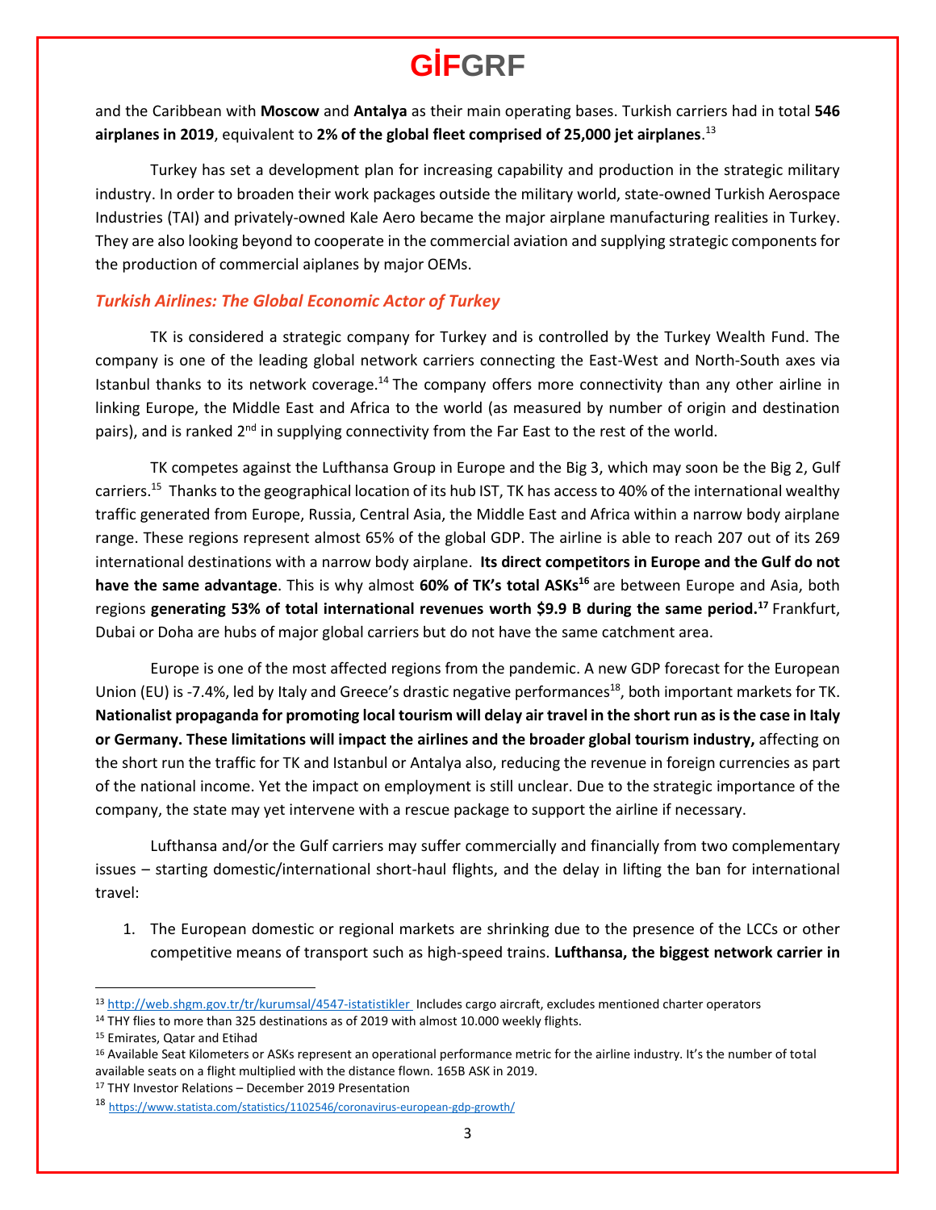and the Caribbean with **Moscow** and **Antalya** as their main operating bases. Turkish carriers had in total **546 airplanes in 2019**, equivalent to **2% of the global fleet comprised of 25,000 jet airplanes**.[13]

Turkey has set a development plan for increasing capability and production in the strategic military industry. In order to broaden their work packages outside the military world, state-owned Turkish Aerospace Industries (TAI) and privately-owned Kale Aero became the major airplane manufacturing realities in Turkey. They are also looking beyond to cooperate in the commercial aviation and supplying strategic components for the production of commercial aiplanes by major OEMs.

### *Turkish Airlines: The Global Economic Actor of Turkey*

TK is considered a strategic company for Turkey and is controlled by the Turkey Wealth Fund. The company is one of the leading global network carriers connecting the East-West and North-South axes via Istanbul thanks to its network coverage.[14] The company offers more connectivity than any other airline in linking Europe, the Middle East and Africa to the world (as measured by number of origin and destination pairs), and is ranked 2nd in supplying connectivity from the Far East to the rest of the world.

TK competes against the Lufthansa Group in Europe and the Big 3, which may soon be the Big 2, Gulf carriers.[15] Thanks to the geographical location of its hub IST, TK has access to 40% of the international wealthy traffic generated from Europe, Russia, Central Asia, the Middle East and Africa within a narrow body airplane range. These regions represent almost 65% of the global GDP. The airline is able to reach 207 out of its 269 international destinations with a narrow body airplane. **Its direct competitors in Europe and the Gulf do not have the same advantage**. This is why almost **60% of TK's total ASKs[16]** are between Europe and Asia, both regions **generating 53% of total international revenues worth $9.9 B during the same period.[17]** Frankfurt, Dubai or Doha are hubs of major global carriers but do not have the same catchment area.

Europe is one of the most affected regions from the pandemic. A new GDP forecast for the European Union (EU) is -7.4%, led by Italy and Greece's drastic negative performances[18], both important markets for TK. **Nationalist propaganda for promoting local tourism will delay air travel in the short run as is the case in Italy or Germany. These limitations will impact the airlines and the broader global tourism industry,** affecting on the short run the traffic for TK and Istanbul or Antalya also, reducing the revenue in foreign currencies as part of the national income. Yet the impact on employment is still unclear. Due to the strategic importance of the company, the state may yet intervene with a rescue package to support the airline if necessary.

Lufthansa and/or the Gulf carriers may suffer commercially and financially from two complementary issues – starting domestic/international short-haul flights, and the delay in lifting the ban for international travel:

1. The European domestic or regional markets are shrinking due to the presence of the LCCs or other competitive means of transport such as high-speed trains. **Lufthansa, the biggest network carrier in**

---

[13] http://web.shgm.gov.tr/tr/kurumsal/4547-istatistikler Includes cargo aircraft, excludes mentioned charter operators

[14] THY flies to more than 325 destinations as of 2019 with almost 10.000 weekly flights.

[15] Emirates, Qatar and Etihad

[16] Available Seat Kilometers or ASKs represent an operational performance metric for the airline industry. It's the number of total available seats on a flight multiplied with the distance flown. 165B ASK in 2019.

[17] THY Investor Relations – December 2019 Presentation

[18] https://www.statista.com/statistics/1102546/coronavirus-european-gdp-growth/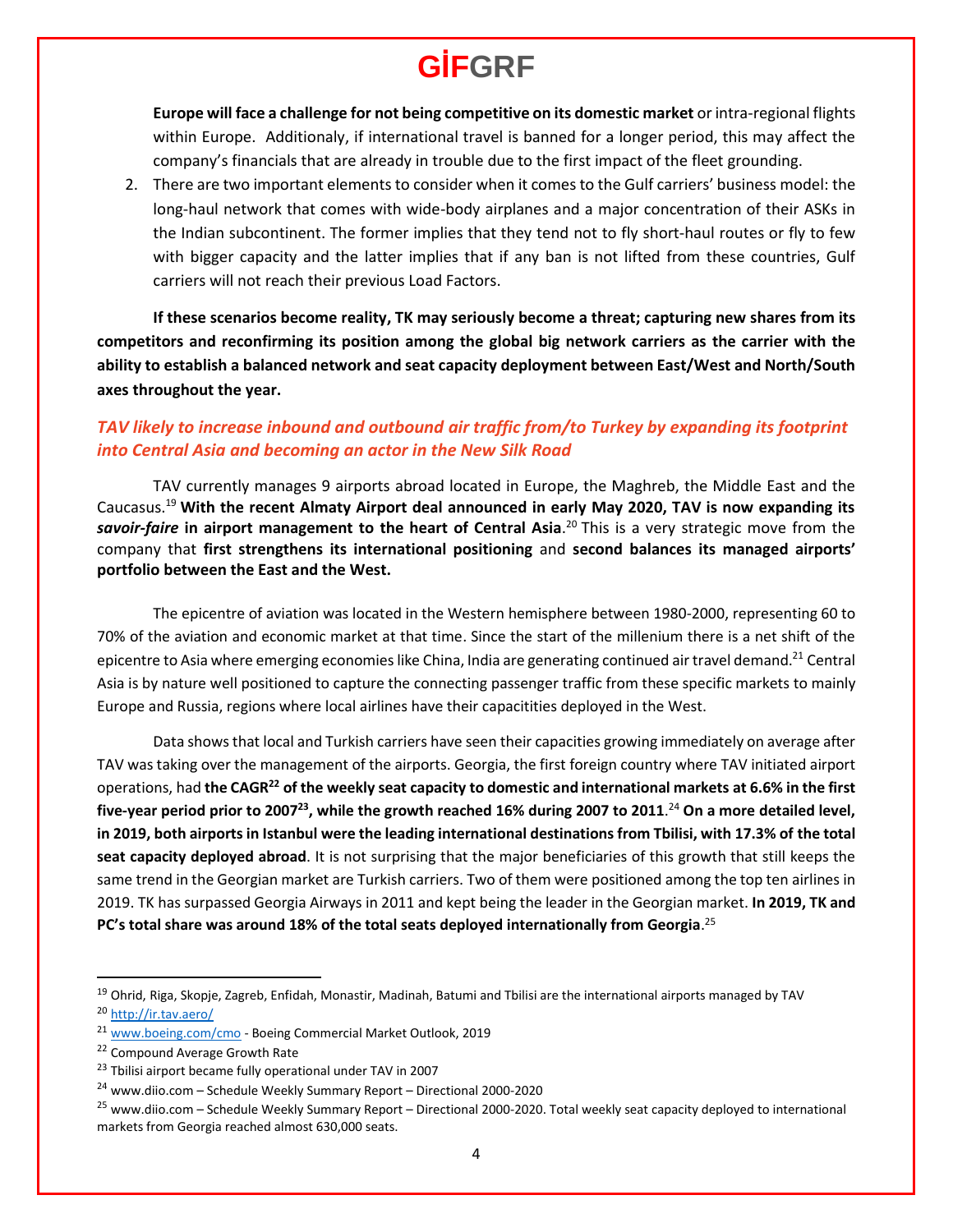**Europe will face a challenge for not being competitive on its domestic market** or intra-regional flights within Europe. Additionaly, if international travel is banned for a longer period, this may affect the company's financials that are already in trouble due to the first impact of the fleet grounding.

2. There are two important elements to consider when it comes to the Gulf carriers' business model: the long-haul network that comes with wide-body airplanes and a major concentration of their ASKs in the Indian subcontinent. The former implies that they tend not to fly short-haul routes or fly to few with bigger capacity and the latter implies that if any ban is not lifted from these countries, Gulf carriers will not reach their previous Load Factors.

**If these scenarios become reality, TK may seriously become a threat; capturing new shares from its competitors and reconfirming its position among the global big network carriers as the carrier with the ability to establish a balanced network and seat capacity deployment between East/West and North/South axes throughout the year.**

## *TAV likely to increase inbound and outbound air traffic from/to Turkey by expanding its footprint into Central Asia and becoming an actor in the New Silk Road*

TAV currently manages 9 airports abroad located in Europe, the Maghreb, the Middle East and the Caucasus.[19] **With the recent Almaty Airport deal announced in early May 2020, TAV is now expanding its *savoir-faire* in airport management to the heart of Central Asia**.[20] This is a very strategic move from the company that **first strengthens its international positioning** and **second balances its managed airports' portfolio between the East and the West.**

The epicentre of aviation was located in the Western hemisphere between 1980-2000, representing 60 to 70% of the aviation and economic market at that time. Since the start of the millenium there is a net shift of the epicentre to Asia where emerging economies like China, India are generating continued air travel demand.[21] Central Asia is by nature well positioned to capture the connecting passenger traffic from these specific markets to mainly Europe and Russia, regions where local airlines have their capacitities deployed in the West.

Data shows that local and Turkish carriers have seen their capacities growing immediately on average after TAV was taking over the management of the airports. Georgia, the first foreign country where TAV initiated airport operations, had **the CAGR[22] of the weekly seat capacity to domestic and international markets at 6.6% in the first five-year period prior to 2007[23], while the growth reached 16% during 2007 to 2011**.[24] **On a more detailed level, in 2019, both airports in Istanbul were the leading international destinations from Tbilisi, with 17.3% of the total seat capacity deployed abroad**. It is not surprising that the major beneficiaries of this growth that still keeps the same trend in the Georgian market are Turkish carriers. Two of them were positioned among the top ten airlines in 2019. TK has surpassed Georgia Airways in 2011 and kept being the leader in the Georgian market. **In 2019, TK and PC's total share was around 18% of the total seats deployed internationally from Georgia**.[25]

---

[19] Ohrid, Riga, Skopje, Zagreb, Enfidah, Monastir, Madinah, Batumi and Tbilisi are the international airports managed by TAV

[20] http://ir.tav.aero/

[21] www.boeing.com/cmo - Boeing Commercial Market Outlook, 2019

[22] Compound Average Growth Rate

[23] Tbilisi airport became fully operational under TAV in 2007

[24] www.diio.com – Schedule Weekly Summary Report – Directional 2000-2020

[25] www.diio.com – Schedule Weekly Summary Report – Directional 2000-2020. Total weekly seat capacity deployed to international markets from Georgia reached almost 630,000 seats.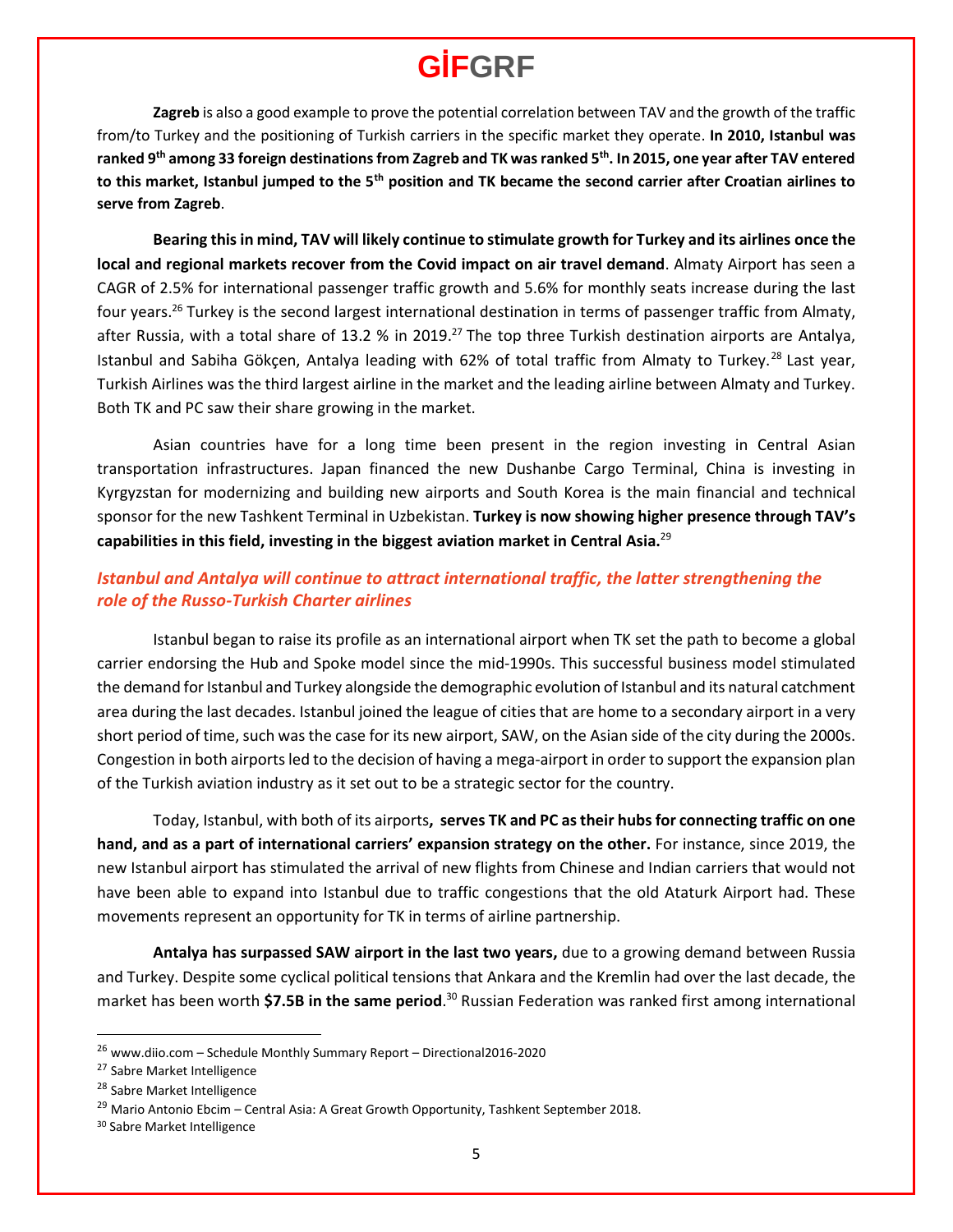**Zagreb** is also a good example to prove the potential correlation between TAV and the growth of the traffic from/to Turkey and the positioning of Turkish carriers in the specific market they operate. **In 2010, Istanbul was ranked 9th among 33 foreign destinations from Zagreb and TK was ranked 5th. In 2015, one year after TAV entered to this market, Istanbul jumped to the 5th position and TK became the second carrier after Croatian airlines to serve from Zagreb**.

**Bearing this in mind, TAV will likely continue to stimulate growth for Turkey and its airlines once the local and regional markets recover from the Covid impact on air travel demand**. Almaty Airport has seen a CAGR of 2.5% for international passenger traffic growth and 5.6% for monthly seats increase during the last four years.[26] Turkey is the second largest international destination in terms of passenger traffic from Almaty, after Russia, with a total share of 13.2 % in 2019.[27] The top three Turkish destination airports are Antalya, Istanbul and Sabiha Gökçen, Antalya leading with 62% of total traffic from Almaty to Turkey.[28] Last year, Turkish Airlines was the third largest airline in the market and the leading airline between Almaty and Turkey. Both TK and PC saw their share growing in the market.

Asian countries have for a long time been present in the region investing in Central Asian transportation infrastructures. Japan financed the new Dushanbe Cargo Terminal, China is investing in Kyrgyzstan for modernizing and building new airports and South Korea is the main financial and technical sponsor for the new Tashkent Terminal in Uzbekistan. **Turkey is now showing higher presence through TAV's capabilities in this field, investing in the biggest aviation market in Central Asia.**[29]

## *Istanbul and Antalya will continue to attract international traffic, the latter strengthening the role of the Russo-Turkish Charter airlines*

Istanbul began to raise its profile as an international airport when TK set the path to become a global carrier endorsing the Hub and Spoke model since the mid-1990s. This successful business model stimulated the demand for Istanbul and Turkey alongside the demographic evolution of Istanbul and its natural catchment area during the last decades. Istanbul joined the league of cities that are home to a secondary airport in a very short period of time, such was the case for its new airport, SAW, on the Asian side of the city during the 2000s. Congestion in both airports led to the decision of having a mega-airport in order to support the expansion plan of the Turkish aviation industry as it set out to be a strategic sector for the country.

Today, Istanbul, with both of its airports**, serves TK and PC as their hubs for connecting traffic on one hand, and as a part of international carriers' expansion strategy on the other.** For instance, since 2019, the new Istanbul airport has stimulated the arrival of new flights from Chinese and Indian carriers that would not have been able to expand into Istanbul due to traffic congestions that the old Ataturk Airport had. These movements represent an opportunity for TK in terms of airline partnership.

**Antalya has surpassed SAW airport in the last two years,** due to a growing demand between Russia and Turkey. Despite some cyclical political tensions that Ankara and the Kremlin had over the last decade, the market has been worth **$7.5B in the same period**.[30] Russian Federation was ranked first among international

[26] www.diio.com – Schedule Monthly Summary Report – Directional2016-2020

[27] Sabre Market Intelligence

[28] Sabre Market Intelligence

[29] Mario Antonio Ebcim – Central Asia: A Great Growth Opportunity, Tashkent September 2018.

[30] Sabre Market Intelligence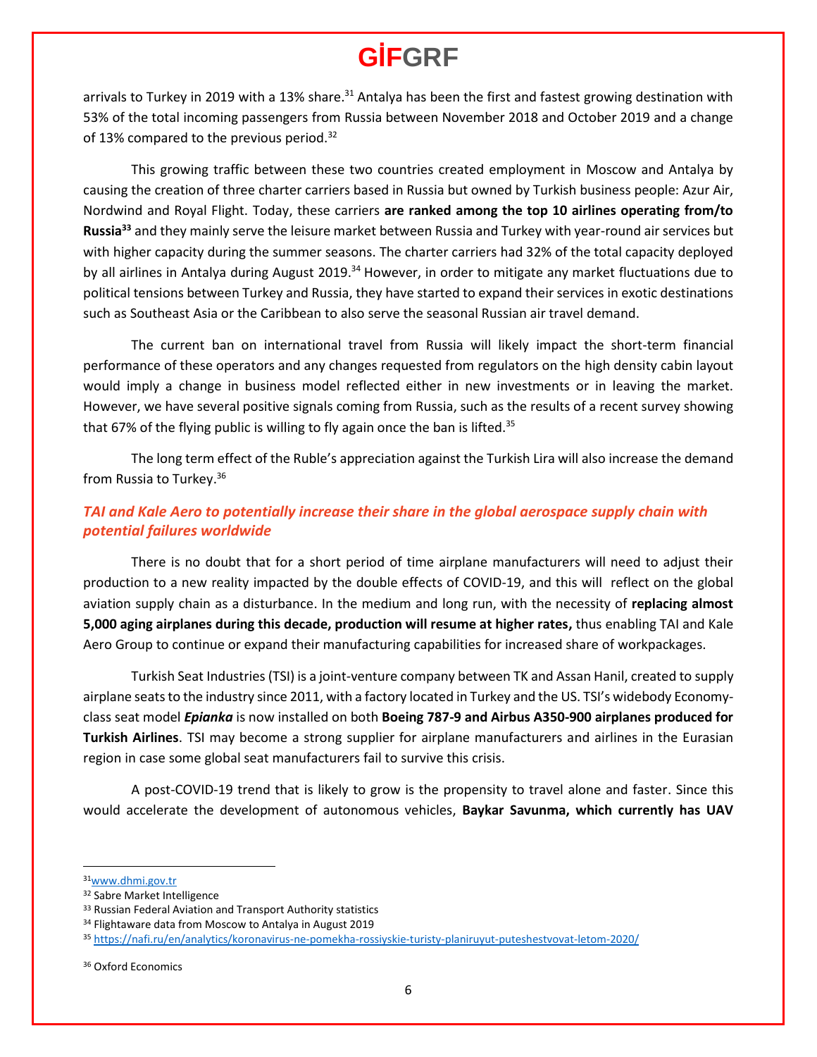arrivals to Turkey in 2019 with a 13% share.[31] Antalya has been the first and fastest growing destination with 53% of the total incoming passengers from Russia between November 2018 and October 2019 and a change of 13% compared to the previous period.[32]

This growing traffic between these two countries created employment in Moscow and Antalya by causing the creation of three charter carriers based in Russia but owned by Turkish business people: Azur Air, Nordwind and Royal Flight. Today, these carriers **are ranked among the top 10 airlines operating from/to Russia[33]** and they mainly serve the leisure market between Russia and Turkey with year-round air services but with higher capacity during the summer seasons. The charter carriers had 32% of the total capacity deployed by all airlines in Antalya during August 2019.[34] However, in order to mitigate any market fluctuations due to political tensions between Turkey and Russia, they have started to expand their services in exotic destinations such as Southeast Asia or the Caribbean to also serve the seasonal Russian air travel demand.

The current ban on international travel from Russia will likely impact the short-term financial performance of these operators and any changes requested from regulators on the high density cabin layout would imply a change in business model reflected either in new investments or in leaving the market. However, we have several positive signals coming from Russia, such as the results of a recent survey showing that 67% of the flying public is willing to fly again once the ban is lifted.[35]

The long term effect of the Ruble's appreciation against the Turkish Lira will also increase the demand from Russia to Turkey.[36]

### *TAI and Kale Aero to potentially increase their share in the global aerospace supply chain with potential failures worldwide*

There is no doubt that for a short period of time airplane manufacturers will need to adjust their production to a new reality impacted by the double effects of COVID-19, and this will reflect on the global aviation supply chain as a disturbance. In the medium and long run, with the necessity of **replacing almost 5,000 aging airplanes during this decade, production will resume at higher rates,** thus enabling TAI and Kale Aero Group to continue or expand their manufacturing capabilities for increased share of workpackages.

Turkish Seat Industries (TSI) is a joint-venture company between TK and Assan Hanil, created to supply airplane seats to the industry since 2011, with a factory located in Turkey and the US. TSI's widebody Economy-class seat model ***Epianka*** is now installed on both **Boeing 787-9 and Airbus A350-900 airplanes produced for Turkish Airlines**. TSI may become a strong supplier for airplane manufacturers and airlines in the Eurasian region in case some global seat manufacturers fail to survive this crisis.

A post-COVID-19 trend that is likely to grow is the propensity to travel alone and faster. Since this would accelerate the development of autonomous vehicles, **Baykar Savunma, which currently has UAV**

---

[31] www.dhmi.gov.tr

[32] Sabre Market Intelligence

[33] Russian Federal Aviation and Transport Authority statistics

[34] Flightaware data from Moscow to Antalya in August 2019

[35] https://nafi.ru/en/analytics/koronavirus-ne-pomekha-rossiyskie-turisty-planiruyut-puteshestvovat-letom-2020/

[36] Oxford Economics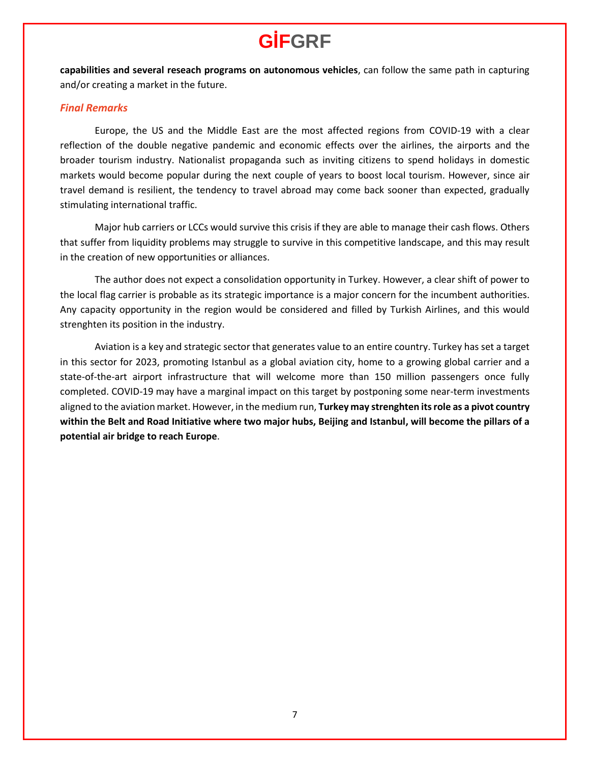**capabilities and several reseach programs on autonomous vehicles**, can follow the same path in capturing and/or creating a market in the future.

### *Final Remarks*

Europe, the US and the Middle East are the most affected regions from COVID-19 with a clear reflection of the double negative pandemic and economic effects over the airlines, the airports and the broader tourism industry. Nationalist propaganda such as inviting citizens to spend holidays in domestic markets would become popular during the next couple of years to boost local tourism. However, since air travel demand is resilient, the tendency to travel abroad may come back sooner than expected, gradually stimulating international traffic.

Major hub carriers or LCCs would survive this crisis if they are able to manage their cash flows. Others that suffer from liquidity problems may struggle to survive in this competitive landscape, and this may result in the creation of new opportunities or alliances.

The author does not expect a consolidation opportunity in Turkey. However, a clear shift of power to the local flag carrier is probable as its strategic importance is a major concern for the incumbent authorities. Any capacity opportunity in the region would be considered and filled by Turkish Airlines, and this would strenghten its position in the industry.

Aviation is a key and strategic sector that generates value to an entire country. Turkey has set a target in this sector for 2023, promoting Istanbul as a global aviation city, home to a growing global carrier and a state-of-the-art airport infrastructure that will welcome more than 150 million passengers once fully completed. COVID-19 may have a marginal impact on this target by postponing some near-term investments aligned to the aviation market. However, in the medium run, **Turkey may strenghten its role as a pivot country within the Belt and Road Initiative where two major hubs, Beijing and Istanbul, will become the pillars of a potential air bridge to reach Europe**.